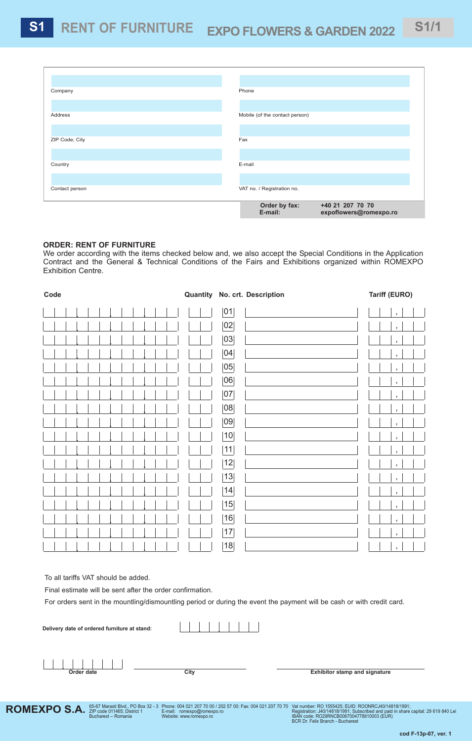# S1 RENT OF FURNITURE — EXPO FLOWERS & GARDEN 2022 — S1/1

| | |
|---|---|
| Company | Phone |
| Address | Mobile (of the contact person) |
| ZIP Code; City | Fax |
| Country | E-mail |
| Contact person | VAT no. / Registration no. |

**Order by fax:** **+40 21 207 70 70**
**E-mail:** **expoflowers@romexpo.ro**

## ORDER: RENT OF FURNITURE

We order according with the items checked below and, we also accept the Special Conditions in the Application Contract and the General & Technical Conditions of the Fairs and Exhibitions organized within ROMEXPO Exhibition Centre.

| Code | Quantity | No. crt. | Description | Tariff (EURO) |
|---|---|---|---|---|
| | | 01 | | , |
| | | 02 | | , |
| | | 03 | | , |
| | | 04 | | , |
| | | 05 | | , |
| | | 06 | | , |
| | | 07 | | , |
| | | 08 | | , |
| | | 09 | | , |
| | | 10 | | , |
| | | 11 | | , |
| | | 12 | | , |
| | | 13 | | , |
| | | 14 | | , |
| | | 15 | | , |
| | | 16 | | , |
| | | 17 | | , |
| | | 18 | | , |

To all tariffs VAT should be added.

Final estimate will be sent after the order confirmation.

For orders sent in the mountling/dismountling period or during the event the payment will be cash or with credit card.

**Delivery date of ordered furniture at stand:**

**Order date** — **City** — **Exhibitor stamp and signature**

**ROMEXPO S.A.** 65-67 Marasti Blvd., PO Box 32 - 3 ZIP code 011465; District 1 Bucharest – Romania | Phone: 004 021 207 70 00 / 202 57 00: Fax: 004 021 207 70 70 E-mail: romexpo@romexpo.ro Website: www.romexpo.ro | Vat number: RO 1555425; EUID: ROONRCJ40/14818/1991; Registration: J40/14818/1991; Subscribed and paid in share capital: 29 619 840 Lei IBAN code: RO29RNCB0067004778810003 (EUR) BCR Dr. Felix Branch - Bucharest

cod F-13p-07, ver. 1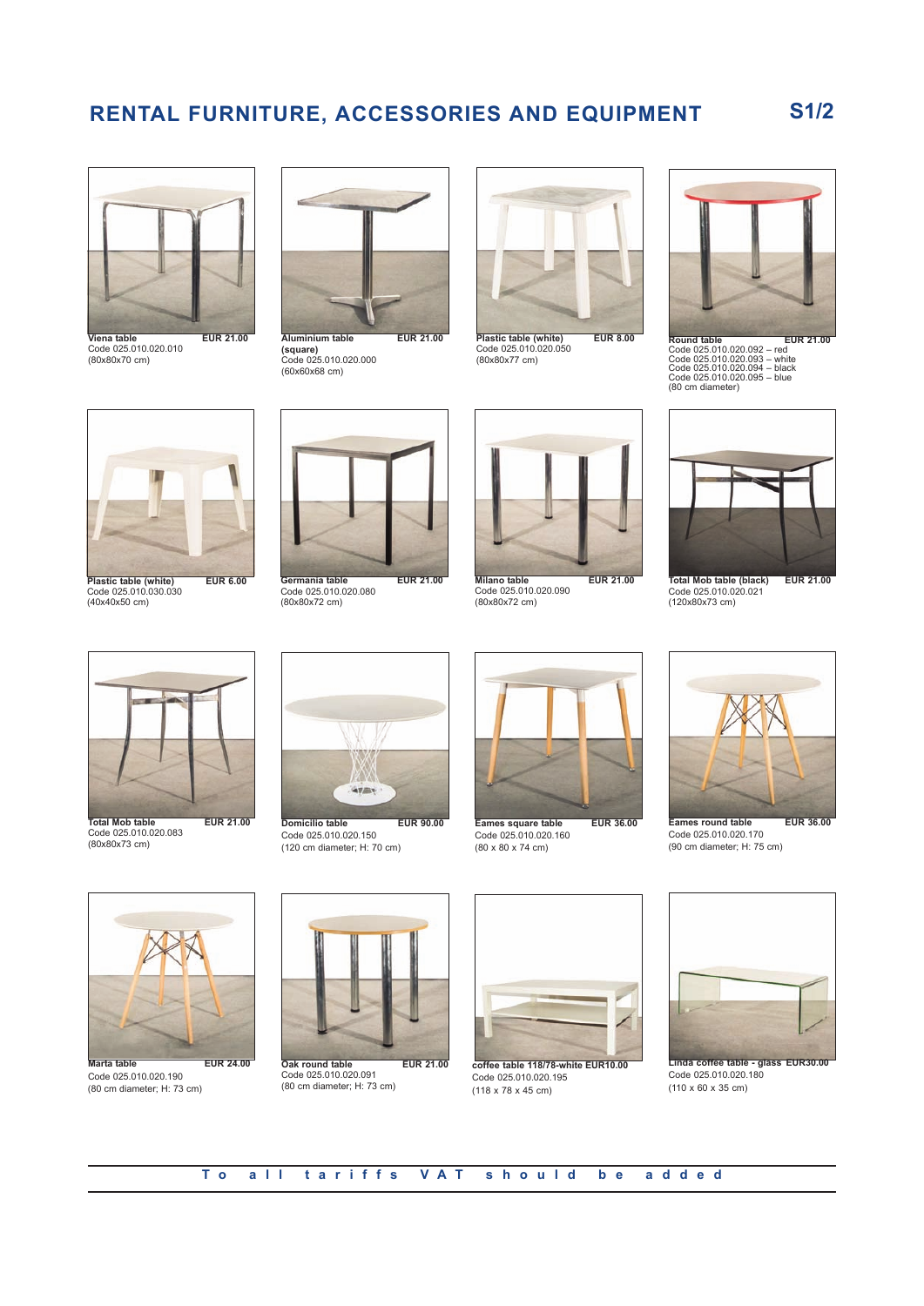# RENTAL FURNITURE, ACCESSORIES AND EQUIPMENT

**S1/2**

**Viena table** **EUR 21.00**
Code 025.010.020.010
(80x80x70 cm)

**Aluminium table (square)** **EUR 21.00**
Code 025.010.020.000
(60x60x68 cm)

**Plastic table (white)** **EUR 8.00**
Code 025.010.020.050
(80x80x77 cm)

**Round table** **EUR 21.00**
Code 025.010.020.092 – red
Code 025.010.020.093 – white
Code 025.010.020.094 – black
Code 025.010.020.095 – blue
(80 cm diameter)

**Plastic table (white)** **EUR 6.00**
Code 025.010.030.030
(40x40x50 cm)

**Germania table** **EUR 21.00**
Code 025.010.020.080
(80x80x72 cm)

**Milano table** **EUR 21.00**
Code 025.010.020.090
(80x80x72 cm)

**Total Mob table (black)** **EUR 21.00**
Code 025.010.020.021
(120x80x73 cm)

**Total Mob table** **EUR 21.00**
Code 025.010.020.083
(80x80x73 cm)

**Domicilio table** **EUR 90.00**
Code 025.010.020.150
(120 cm diameter; H: 70 cm)

**Eames square table** **EUR 36.00**
Code 025.010.020.160
(80 x 80 x 74 cm)

**Eames round table** **EUR 36.00**
Code 025.010.020.170
(90 cm diameter; H: 75 cm)

**Marta table** **EUR 24.00**
Code 025.010.020.190
(80 cm diameter; H: 73 cm)

**Oak round table** **EUR 21.00**
Code 025.010.020.091
(80 cm diameter; H: 73 cm)

**coffee table 118/78-white EUR10.00**
Code 025.010.020.195
(118 x 78 x 45 cm)

**Linda coffee table - glass EUR30.00**
Code 025.010.020.180
(110 x 60 x 35 cm)

**To all tariffs VAT should be added**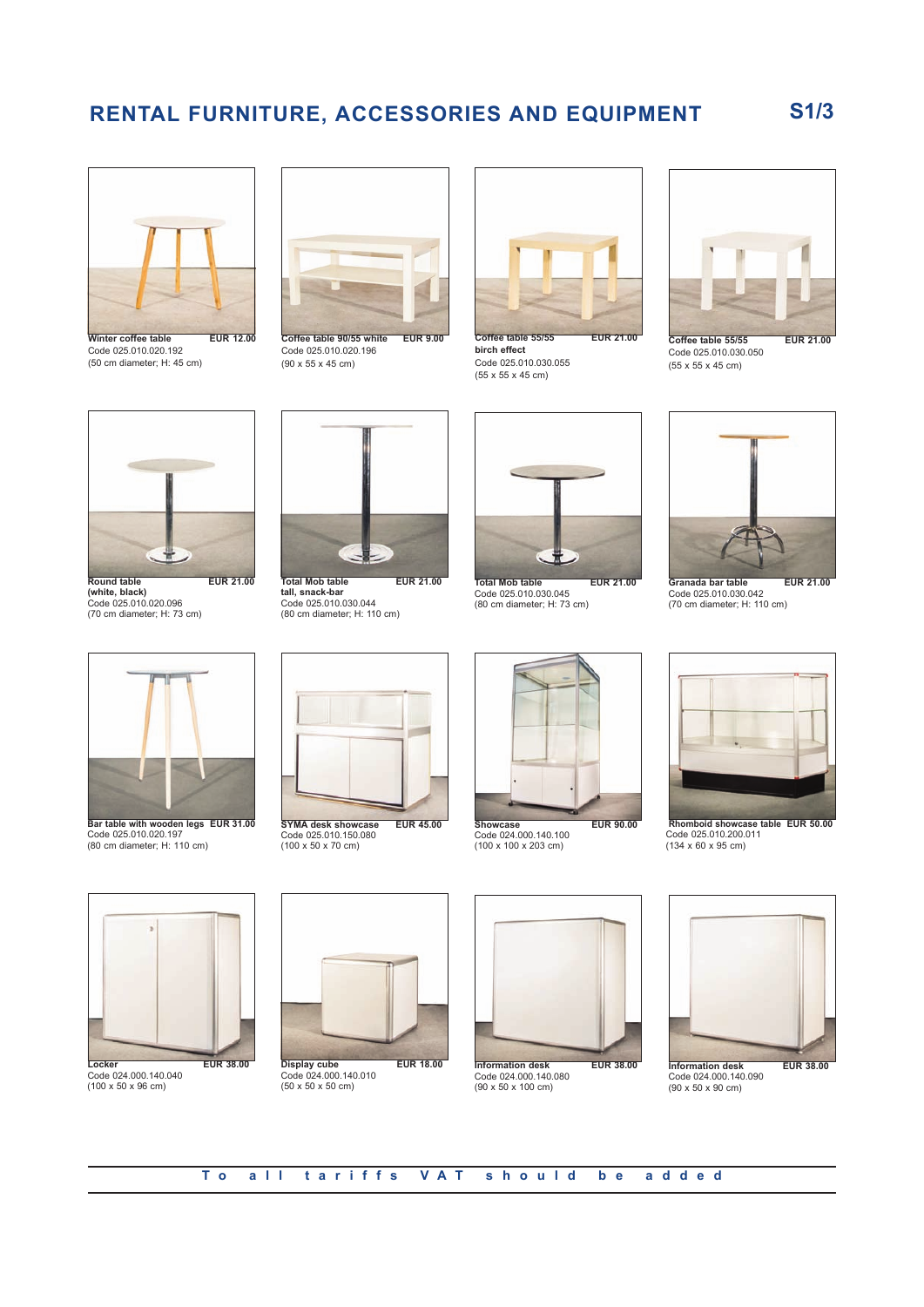# RENTAL FURNITURE, ACCESSORIES AND EQUIPMENT

S1/3

**Winter coffee table** **EUR 12.00**
Code 025.010.020.192
(50 cm diameter; H: 45 cm)

**Coffee table 90/55 white** **EUR 9.00**
Code 025.010.020.196
(90 x 55 x 45 cm)

**Coffee table 55/55 birch effect** **EUR 21.00**
Code 025.010.030.055
(55 x 55 x 45 cm)

**Coffee table 55/55** **EUR 21.00**
Code 025.010.030.050
(55 x 55 x 45 cm)

**Round table (white, black)** **EUR 21.00**
Code 025.010.020.096
(70 cm diameter; H: 73 cm)

**Total Mob table tall, snack-bar** **EUR 21.00**
Code 025.010.030.044
(80 cm diameter; H: 110 cm)

**Total Mob table** **EUR 21.00**
Code 025.010.030.045
(80 cm diameter; H: 73 cm)

**Granada bar table** **EUR 21.00**
Code 025.010.030.042
(70 cm diameter; H: 110 cm)

**Bar table with wooden legs** **EUR 31.00**
Code 025.010.020.197
(80 cm diameter; H: 110 cm)

**SYMA desk showcase** **EUR 45.00**
Code 025.010.150.080
(100 x 50 x 70 cm)

**Showcase** **EUR 90.00**
Code 024.000.140.100
(100 x 100 x 203 cm)

**Rhomboid showcase table** **EUR 50.00**
Code 025.010.200.011
(134 x 60 x 95 cm)

**Locker** **EUR 38.00**
Code 024.000.140.040
(100 x 50 x 96 cm)

**Display cube** **EUR 18.00**
Code 024.000.140.010
(50 x 50 x 50 cm)

**Information desk** **EUR 38.00**
Code 024.000.140.080
(90 x 50 x 100 cm)

**Information desk** **EUR 38.00**
Code 024.000.140.090
(90 x 50 x 90 cm)

**To all tariffs VAT should be added**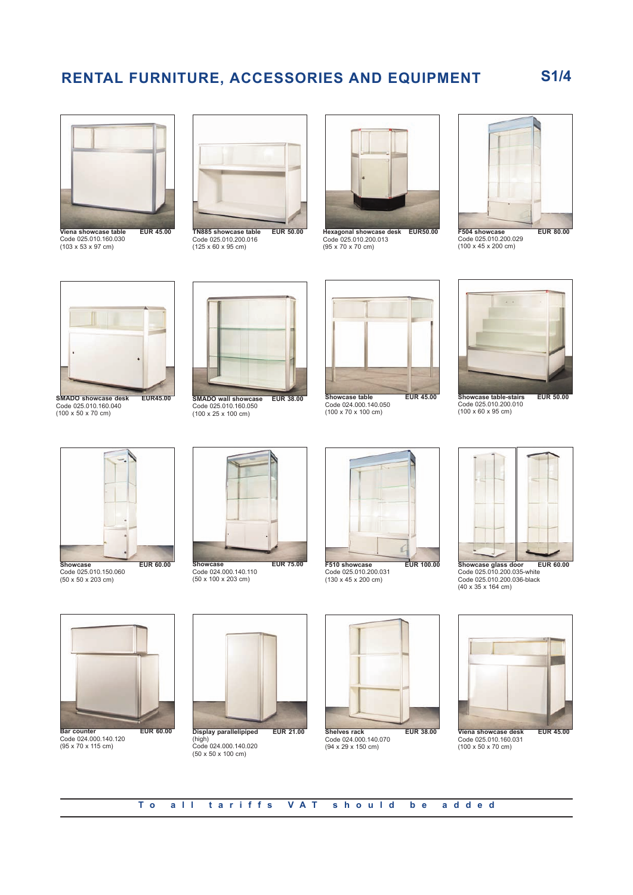# RENTAL FURNITURE, ACCESSORIES AND EQUIPMENT

S1/4

**Viena showcase table** **EUR 45.00**
Code 025.010.160.030
(103 x 53 x 97 cm)

**TN885 showcase table** **EUR 50.00**
Code 025.010.200.016
(125 x 60 x 95 cm)

**Hexagonal showcase desk** **EUR50.00**
Code 025.010.200.013
(95 x 70 x 70 cm)

**F504 showcase** **EUR 80.00**
Code 025.010.200.029
(100 x 45 x 200 cm)

**SMADO showcase desk** **EUR45.00**
Code 025.010.160.040
(100 x 50 x 70 cm)

**SMADO wall showcase** **EUR 38.00**
Code 025.010.160.050
(100 x 25 x 100 cm)

**Showcase table** **EUR 45.00**
Code 024.000.140.050
(100 x 70 x 100 cm)

**Showcase table-stairs** **EUR 50.00**
Code 025.010.200.010
(100 x 60 x 95 cm)

**Showcase** **EUR 60.00**
Code 025.010.150.060
(50 x 50 x 203 cm)

**Showcase** **EUR 75.00**
Code 024.000.140.110
(50 x 100 x 203 cm)

**F510 showcase** **EUR 100.00**
Code 025.010.200.031
(130 x 45 x 200 cm)

**Showcase glass door** **EUR 60.00**
Code 025.010.200.035-white
Code 025.010.200.036-black
(40 x 35 x 164 cm)

**Bar counter** **EUR 60.00**
Code 024.000.140.120
(95 x 70 x 115 cm)

**Display parallelipiped** **EUR 21.00**
(high)
Code 024.000.140.020
(50 x 50 x 100 cm)

**Shelves rack** **EUR 38.00**
Code 024.000.140.070
(94 x 29 x 150 cm)

**Viena showcase desk** **EUR 45.00**
Code 025.010.160.031
(100 x 50 x 70 cm)

**To all tariffs VAT should be added**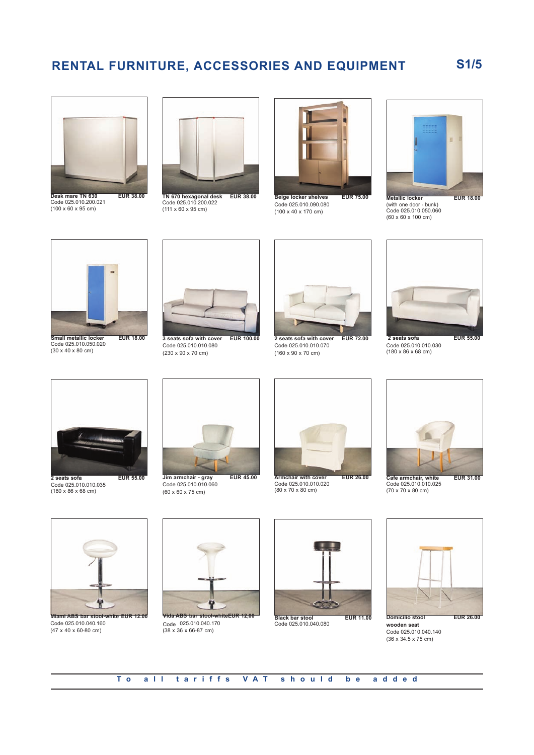# RENTAL FURNITURE, ACCESSORIES AND EQUIPMENT

S1/5

**Desk mare TN 630** **EUR 38.00**
Code 025.010.200.021
(100 x 60 x 95 cm)

**TN 670 hexagonal desk** **EUR 38.00**
Code 025.010.200.022
(111 x 60 x 95 cm)

**Beige locker shelves** **EUR 75.00**
Code 025.010.090.080
(100 x 40 x 170 cm)

**Metallic locker** **EUR 18.00**
(with one door - bunk)
Code 025.010.050.060
(60 x 60 x 100 cm)

**Small metallic locker** **EUR 18.00**
Code 025.010.050.020
(30 x 40 x 80 cm)

**3 seats sofa with cover** **EUR 100.00**
Code 025.010.010.080
(230 x 90 x 70 cm)

**2 seats sofa with cover** **EUR 72.00**
Code 025.010.010.070
(160 x 90 x 70 cm)

**2 seats sofa** **EUR 55.00**
Code 025.010.010.030
(180 x 86 x 68 cm)

**2 seats sofa** **EUR 55.00**
Code 025.010.010.035
(180 x 86 x 68 cm)

**Jim armchair - gray** **EUR 45.00**
Code 025.010.010.060
(60 x 60 x 75 cm)

**Armchair with cover** **EUR 26.00**
Code 025.010.010.020
(80 x 70 x 80 cm)

**Cafe armchair, white** **EUR 31.00**
Code 025.010.010.025
(70 x 70 x 80 cm)

**Miami ABS bar stool-white** **EUR 12.00**
Code 025.010.040.160
(47 x 40 x 60-80 cm)

**Vida ABS bar stool-white** **EUR 12.00**
Code 025.010.040.170
(38 x 36 x 66-87 cm)

**Black bar stool** **EUR 11.00**
Code 025.010.040.080

**Domicilio stool** **EUR 26.00**
**wooden seat**
Code 025.010.040.140
(36 x 34.5 x 75 cm)

**To all tariffs VAT should be added**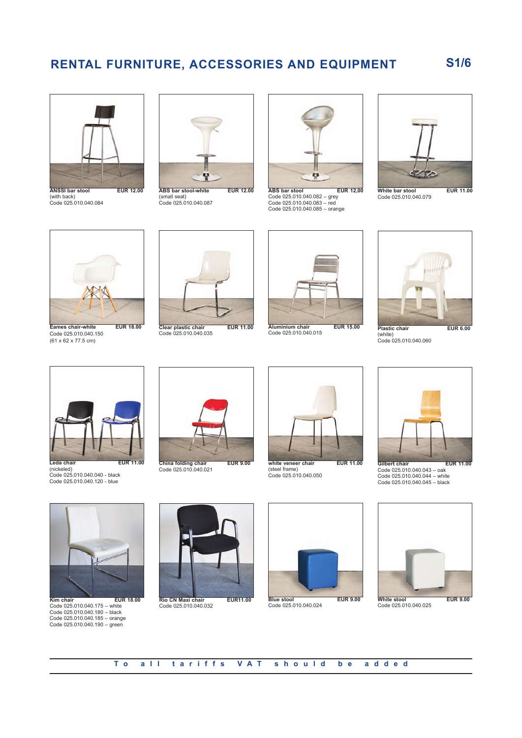# RENTAL FURNITURE, ACCESSORIES AND EQUIPMENT

S1/6

**ANSSI bar stool** **EUR 12.00**
(with back)
Code 025.010.040.084

**ABS bar stool-white** **EUR 12.00**
(small seat)
Code 025.010.040.087

**ABS bar stool** **EUR 12,00**
Code 025.010.040.082 – grey
Code 025.010.040.083 – red
Code 025.010.040.085 – orange

**White bar stool** **EUR 11.00**
Code 025.010.040.079

**Eames chair-white** **EUR 18.00**
Code 025.010.040.150
(61 x 62 x 77.5 cm)

**Clear plastic chair** **EUR 11.00**
Code 025.010.040.035

**Aluminium chair** **EUR 15.00**
Code 025.010.040.015

**Plastic chair** **EUR 6.00**
(white)
Code 025.010.040.060

**Leda chair** **EUR 11.00**
(nickeled)
Code 025.010.040.040 - black
Code 025.010.040.120 - blue

**China folding chair** **EUR 9.00**
Code 025.010.040.021

**white veneer chair** **EUR 11.00**
(steel frame)
Code 025.010.040.050

**Gilbert chair** **EUR 11.00**
Code 025.010.040.043 – oak
Code 025.010.040.044 – white
Code 025.010.040.045 – black

**Kim chair** **EUR 18.00**
Code 025.010.040.175 – white
Code 025.010.040.180 – black
Code 025.010.040.185 – orange
Code 025.010.040.190 – green

**Rio CN Maxi chair** **EUR11.00**
Code 025.010.040.032

**Blue stool** **EUR 9.00**
Code 025.010.040.024

**White stool** **EUR 9.00**
Code 025.010.040.025

**To all tariffs VAT should be added**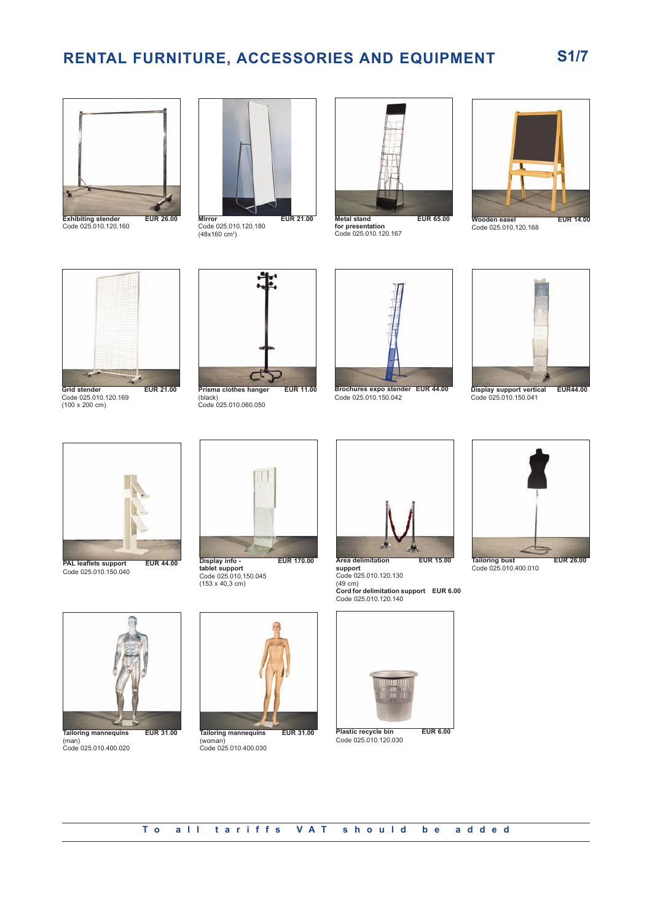# RENTAL FURNITURE, ACCESSORIES AND EQUIPMENT

S1/7

**Exhibiting stender** **EUR 26.00**
Code 025.010.120.160

**Mirror** **EUR 21.00**
Code 025.010.120.180
(48x160 cm²)

**Metal stand for presentation** **EUR 65.00**
Code 025.010.120.167

**Wooden easel** **EUR 14.00**
Code 025.010.120.168

**Grid stender** **EUR 21.00**
Code 025.010.120.169
(100 x 200 cm)

**Prisma clothes hanger** **EUR 11.00**
(black)
Code 025.010.060.050

**Brochures expo stender** **EUR 44.00**
Code 025.010.150.042

**Display support vertical** **EUR44.00**
Code 025.010.150.041

**PAL leaflets support** **EUR 44.00**
Code 025.010.150.040

**Display info - tablet support** **EUR 170.00**
Code 025.010.150.045
(153 x 40,3 cm)

**Area delimitation support** **EUR 15.00**
Code 025.010.120.130
(49 cm)
**Cord for delimitation support** **EUR 6.00**
Code 025.010.120.140

**Tailoring bust** **EUR 26.00**
Code 025.010.400.010

**Tailoring mannequins** **EUR 31.00**
(man)
Code 025.010.400.020

**Tailoring mannequins** **EUR 31.00**
(woman)
Code 025.010.400.030

**Plastic recycle bin** **EUR 6.00**
Code 025.010.120.030

**To all tariffs VAT should be added**